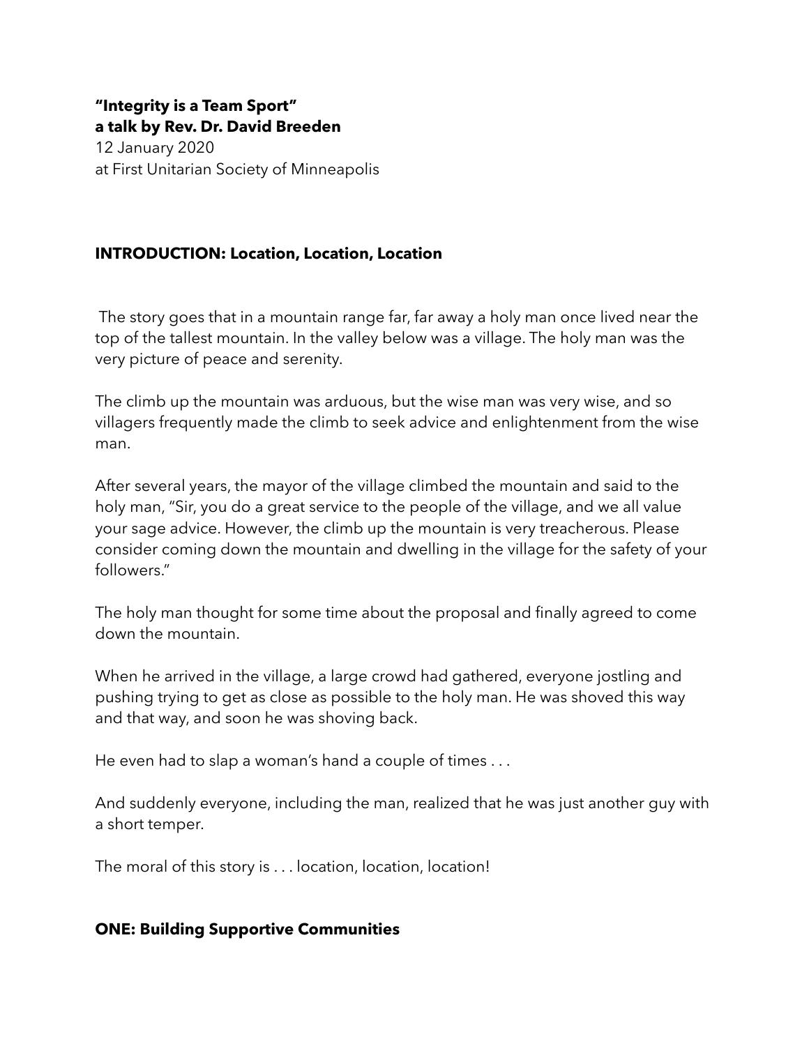**"Integrity is a Team Sport"**
**a talk by Rev. Dr. David Breeden**
12 January 2020
at First Unitarian Society of Minneapolis

## INTRODUCTION: Location, Location, Location

The story goes that in a mountain range far, far away a holy man once lived near the top of the tallest mountain. In the valley below was a village. The holy man was the very picture of peace and serenity.

The climb up the mountain was arduous, but the wise man was very wise, and so villagers frequently made the climb to seek advice and enlightenment from the wise man.

After several years, the mayor of the village climbed the mountain and said to the holy man, "Sir, you do a great service to the people of the village, and we all value your sage advice. However, the climb up the mountain is very treacherous. Please consider coming down the mountain and dwelling in the village for the safety of your followers."

The holy man thought for some time about the proposal and finally agreed to come down the mountain.

When he arrived in the village, a large crowd had gathered, everyone jostling and pushing trying to get as close as possible to the holy man. He was shoved this way and that way, and soon he was shoving back.

He even had to slap a woman's hand a couple of times . . .

And suddenly everyone, including the man, realized that he was just another guy with a short temper.

The moral of this story is . . . location, location, location!

## ONE: Building Supportive Communities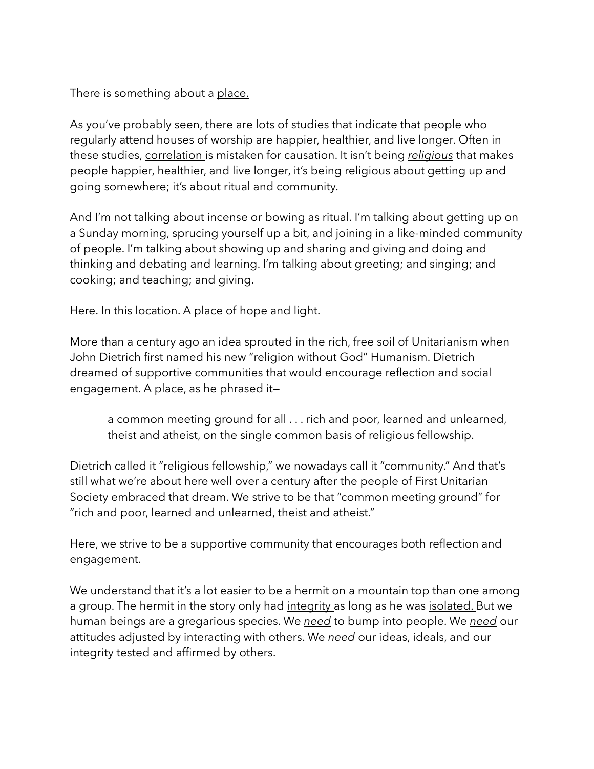There is something about a place.

As you've probably seen, there are lots of studies that indicate that people who regularly attend houses of worship are happier, healthier, and live longer. Often in these studies, correlation is mistaken for causation. It isn't being *religious* that makes people happier, healthier, and live longer, it's being religious about getting up and going somewhere; it's about ritual and community.

And I'm not talking about incense or bowing as ritual. I'm talking about getting up on a Sunday morning, sprucing yourself up a bit, and joining in a like-minded community of people. I'm talking about showing up and sharing and giving and doing and thinking and debating and learning. I'm talking about greeting; and singing; and cooking; and teaching; and giving.

Here. In this location. A place of hope and light.

More than a century ago an idea sprouted in the rich, free soil of Unitarianism when John Dietrich first named his new "religion without God" Humanism. Dietrich dreamed of supportive communities that would encourage reflection and social engagement. A place, as he phrased it—

> a common meeting ground for all . . . rich and poor, learned and unlearned, theist and atheist, on the single common basis of religious fellowship.

Dietrich called it "religious fellowship," we nowadays call it "community." And that's still what we're about here well over a century after the people of First Unitarian Society embraced that dream. We strive to be that "common meeting ground" for "rich and poor, learned and unlearned, theist and atheist."

Here, we strive to be a supportive community that encourages both reflection and engagement.

We understand that it's a lot easier to be a hermit on a mountain top than one among a group. The hermit in the story only had integrity as long as he was isolated. But we human beings are a gregarious species. We *need* to bump into people. We *need* our attitudes adjusted by interacting with others. We *need* our ideas, ideals, and our integrity tested and affirmed by others.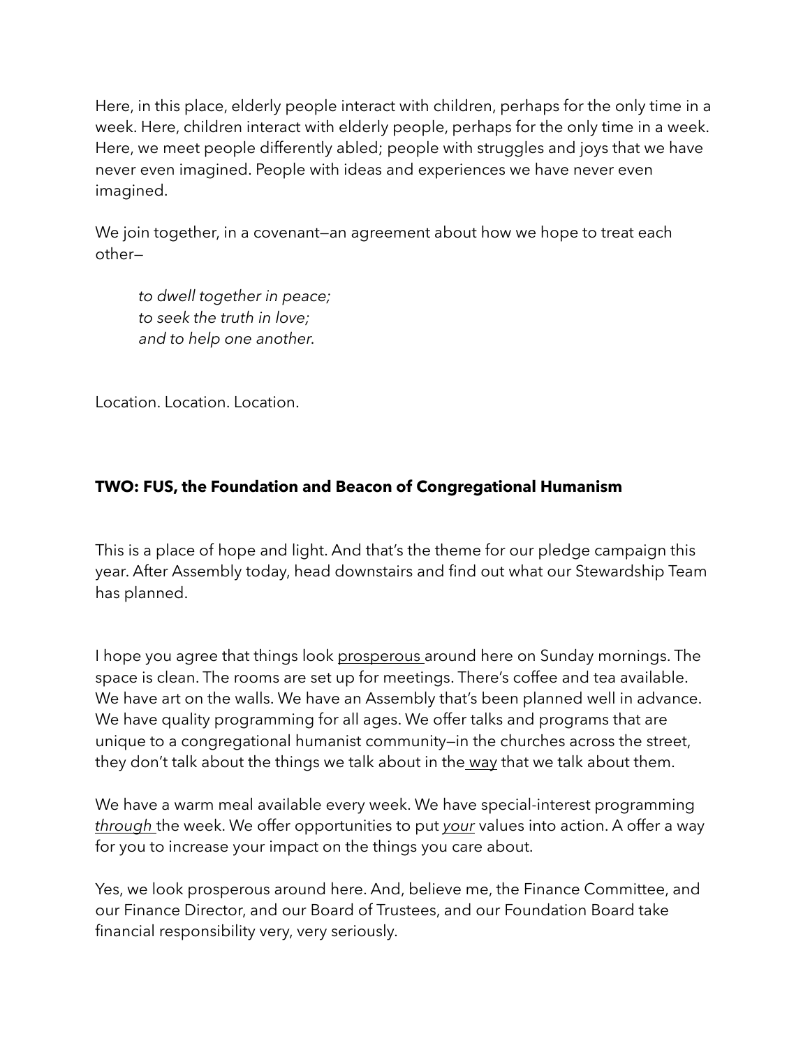Here, in this place, elderly people interact with children, perhaps for the only time in a week. Here, children interact with elderly people, perhaps for the only time in a week. Here, we meet people differently abled; people with struggles and joys that we have never even imagined. People with ideas and experiences we have never even imagined.

We join together, in a covenant—an agreement about how we hope to treat each other—

> *to dwell together in peace;*
> *to seek the truth in love;*
> *and to help one another.*

Location. Location. Location.

**TWO: FUS, the Foundation and Beacon of Congregational Humanism**

This is a place of hope and light. And that's the theme for our pledge campaign this year. After Assembly today, head downstairs and find out what our Stewardship Team has planned.

I hope you agree that things look <u>prosperous</u> around here on Sunday mornings. The space is clean. The rooms are set up for meetings. There's coffee and tea available. We have art on the walls. We have an Assembly that's been planned well in advance. We have quality programming for all ages. We offer talks and programs that are unique to a congregational humanist community—in the churches across the street, they don't talk about the things we talk about in the <u>way</u> that we talk about them.

We have a warm meal available every week. We have special-interest programming <u>*through*</u> the week. We offer opportunities to put <u>*your*</u> values into action. A offer a way for you to increase your impact on the things you care about.

Yes, we look prosperous around here. And, believe me, the Finance Committee, and our Finance Director, and our Board of Trustees, and our Foundation Board take financial responsibility very, very seriously.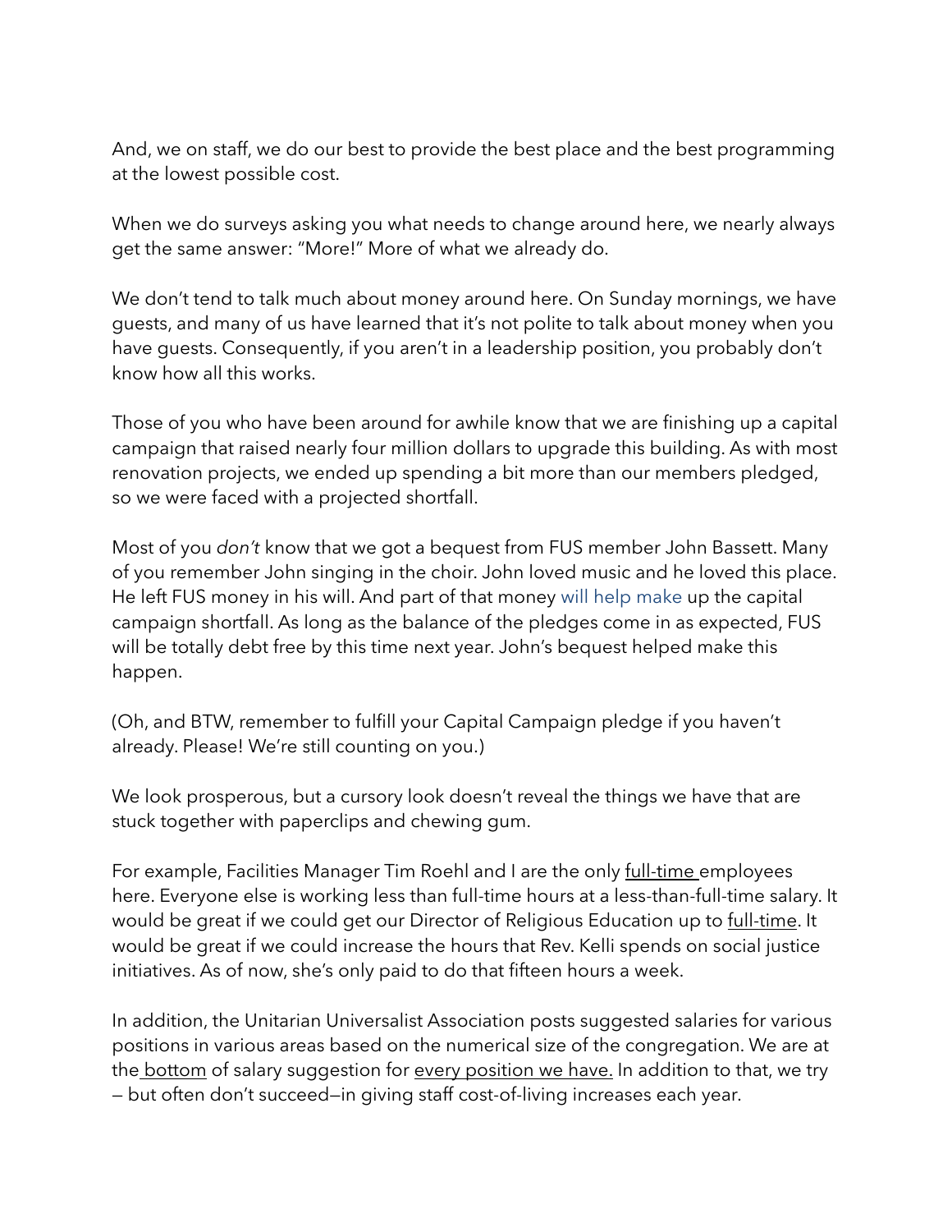And, we on staff, we do our best to provide the best place and the best programming at the lowest possible cost.

When we do surveys asking you what needs to change around here, we nearly always get the same answer: "More!" More of what we already do.

We don't tend to talk much about money around here. On Sunday mornings, we have guests, and many of us have learned that it's not polite to talk about money when you have guests. Consequently, if you aren't in a leadership position, you probably don't know how all this works.

Those of you who have been around for awhile know that we are finishing up a capital campaign that raised nearly four million dollars to upgrade this building. As with most renovation projects, we ended up spending a bit more than our members pledged, so we were faced with a projected shortfall.

Most of you *don't* know that we got a bequest from FUS member John Bassett. Many of you remember John singing in the choir. John loved music and he loved this place. He left FUS money in his will. And part of that money will help make up the capital campaign shortfall. As long as the balance of the pledges come in as expected, FUS will be totally debt free by this time next year. John's bequest helped make this happen.

(Oh, and BTW, remember to fulfill your Capital Campaign pledge if you haven't already. Please! We're still counting on you.)

We look prosperous, but a cursory look doesn't reveal the things we have that are stuck together with paperclips and chewing gum.

For example, Facilities Manager Tim Roehl and I are the only full-time employees here. Everyone else is working less than full-time hours at a less-than-full-time salary. It would be great if we could get our Director of Religious Education up to full-time. It would be great if we could increase the hours that Rev. Kelli spends on social justice initiatives. As of now, she's only paid to do that fifteen hours a week.

In addition, the Unitarian Universalist Association posts suggested salaries for various positions in various areas based on the numerical size of the congregation. We are at the bottom of salary suggestion for every position we have. In addition to that, we try — but often don't succeed—in giving staff cost-of-living increases each year.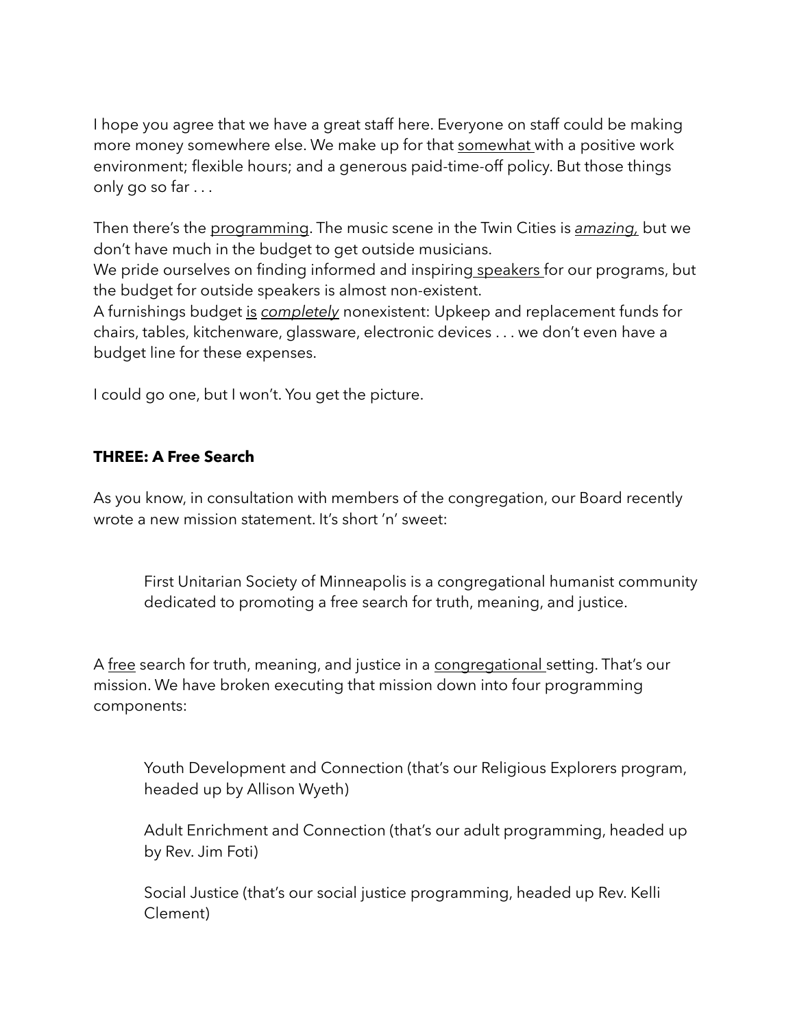I hope you agree that we have a great staff here. Everyone on staff could be making more money somewhere else. We make up for that <u>somewhat</u> with a positive work environment; flexible hours; and a generous paid-time-off policy. But those things only go so far . . .

Then there's the <u>programming</u>. The music scene in the Twin Cities is <u>*amazing,*</u> but we don't have much in the budget to get outside musicians.
We pride ourselves on finding informed and inspiring <u>speakers</u> for our programs, but the budget for outside speakers is almost non-existent.
A furnishings budget <u>is</u> <u>*completely*</u> nonexistent: Upkeep and replacement funds for chairs, tables, kitchenware, glassware, electronic devices . . . we don't even have a budget line for these expenses.

I could go one, but I won't. You get the picture.

**THREE: A Free Search**

As you know, in consultation with members of the congregation, our Board recently wrote a new mission statement. It's short 'n' sweet:

> First Unitarian Society of Minneapolis is a congregational humanist community dedicated to promoting a free search for truth, meaning, and justice.

A <u>free</u> search for truth, meaning, and justice in a <u>congregational</u> setting. That's our mission. We have broken executing that mission down into four programming components:

> Youth Development and Connection (that's our Religious Explorers program, headed up by Allison Wyeth)
>
> Adult Enrichment and Connection (that's our adult programming, headed up by Rev. Jim Foti)
>
> Social Justice (that's our social justice programming, headed up Rev. Kelli Clement)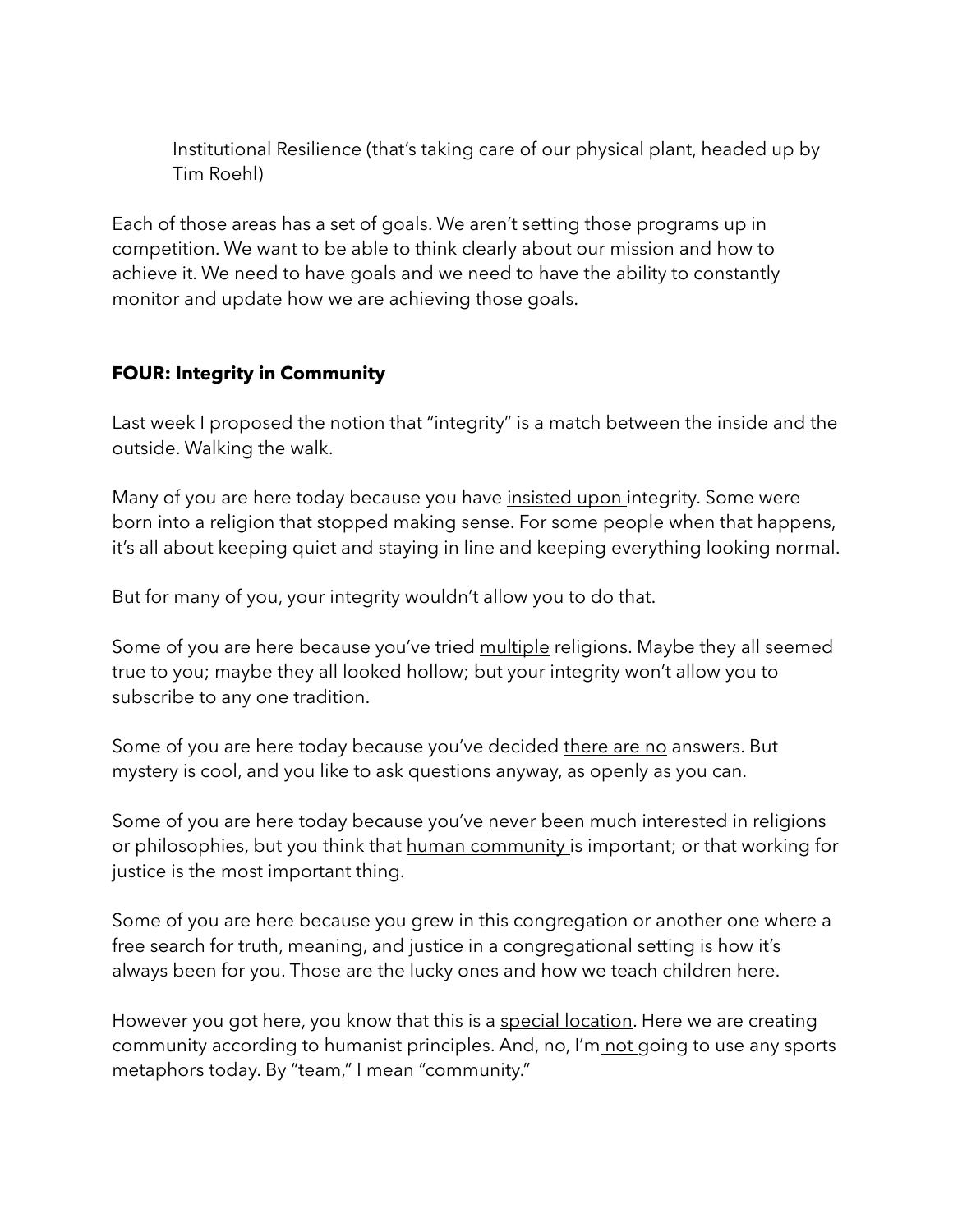Institutional Resilience (that's taking care of our physical plant, headed up by Tim Roehl)

Each of those areas has a set of goals. We aren't setting those programs up in competition. We want to be able to think clearly about our mission and how to achieve it. We need to have goals and we need to have the ability to constantly monitor and update how we are achieving those goals.

**FOUR: Integrity in Community**

Last week I proposed the notion that "integrity" is a match between the inside and the outside. Walking the walk.

Many of you are here today because you have <u>insisted upon</u> integrity. Some were born into a religion that stopped making sense. For some people when that happens, it's all about keeping quiet and staying in line and keeping everything looking normal.

But for many of you, your integrity wouldn't allow you to do that.

Some of you are here because you've tried <u>multiple</u> religions. Maybe they all seemed true to you; maybe they all looked hollow; but your integrity won't allow you to subscribe to any one tradition.

Some of you are here today because you've decided <u>there are no</u> answers. But mystery is cool, and you like to ask questions anyway, as openly as you can.

Some of you are here today because you've <u>never</u> been much interested in religions or philosophies, but you think that <u>human community</u> is important; or that working for justice is the most important thing.

Some of you are here because you grew in this congregation or another one where a free search for truth, meaning, and justice in a congregational setting is how it's always been for you. Those are the lucky ones and how we teach children here.

However you got here, you know that this is a <u>special location</u>. Here we are creating community according to humanist principles. And, no, I'm <u>not</u> going to use any sports metaphors today. By "team," I mean "community."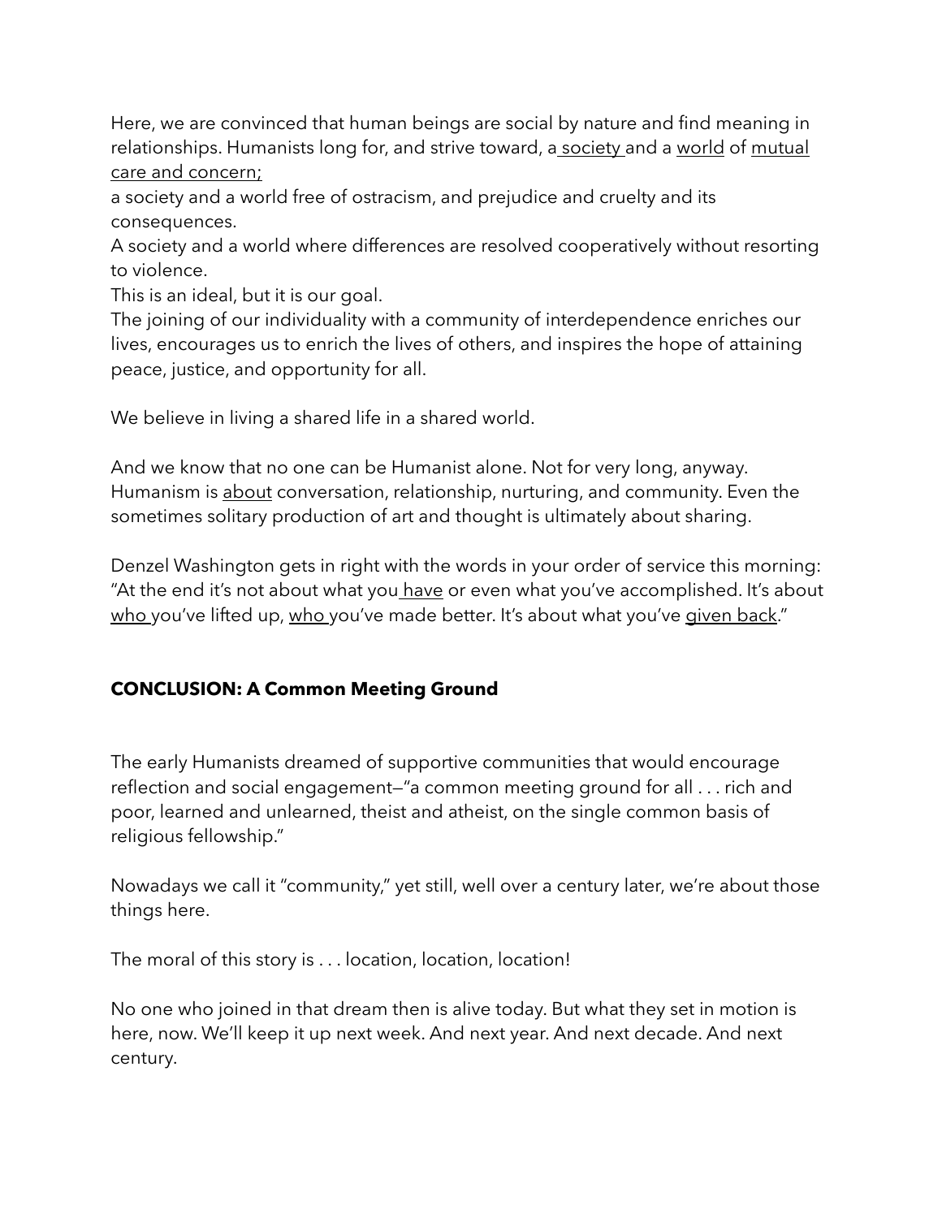Here, we are convinced that human beings are social by nature and find meaning in relationships. Humanists long for, and strive toward, a society and a world of mutual care and concern;

a society and a world free of ostracism, and prejudice and cruelty and its consequences.

A society and a world where differences are resolved cooperatively without resorting to violence.

This is an ideal, but it is our goal.

The joining of our individuality with a community of interdependence enriches our lives, encourages us to enrich the lives of others, and inspires the hope of attaining peace, justice, and opportunity for all.

We believe in living a shared life in a shared world.

And we know that no one can be Humanist alone. Not for very long, anyway. Humanism is about conversation, relationship, nurturing, and community. Even the sometimes solitary production of art and thought is ultimately about sharing.

Denzel Washington gets in right with the words in your order of service this morning: "At the end it's not about what you have or even what you've accomplished. It's about who you've lifted up, who you've made better. It's about what you've given back."

**CONCLUSION: A Common Meeting Ground**

The early Humanists dreamed of supportive communities that would encourage reflection and social engagement—"a common meeting ground for all . . . rich and poor, learned and unlearned, theist and atheist, on the single common basis of religious fellowship."

Nowadays we call it "community," yet still, well over a century later, we're about those things here.

The moral of this story is . . . location, location, location!

No one who joined in that dream then is alive today. But what they set in motion is here, now. We'll keep it up next week. And next year. And next decade. And next century.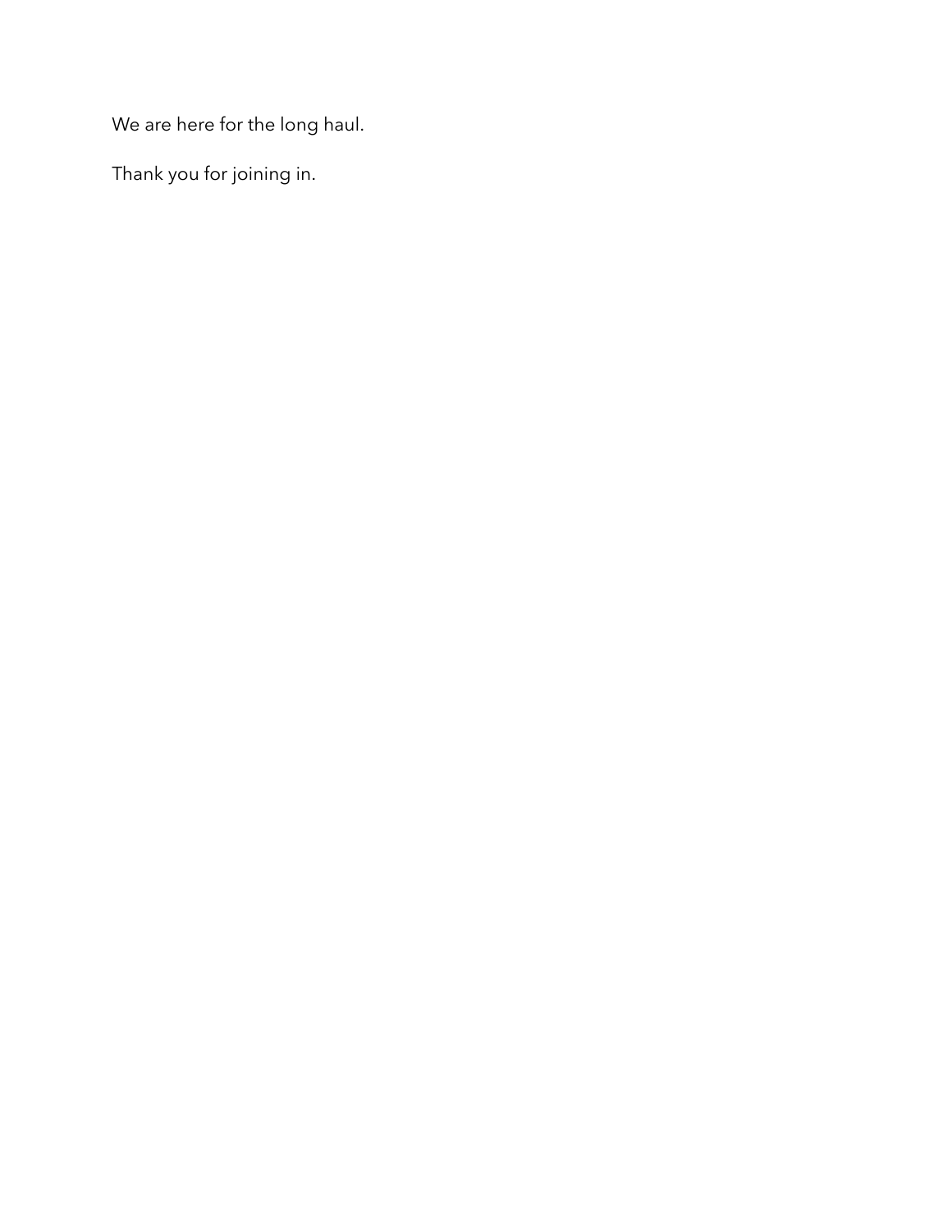We are here for the long haul.

Thank you for joining in.